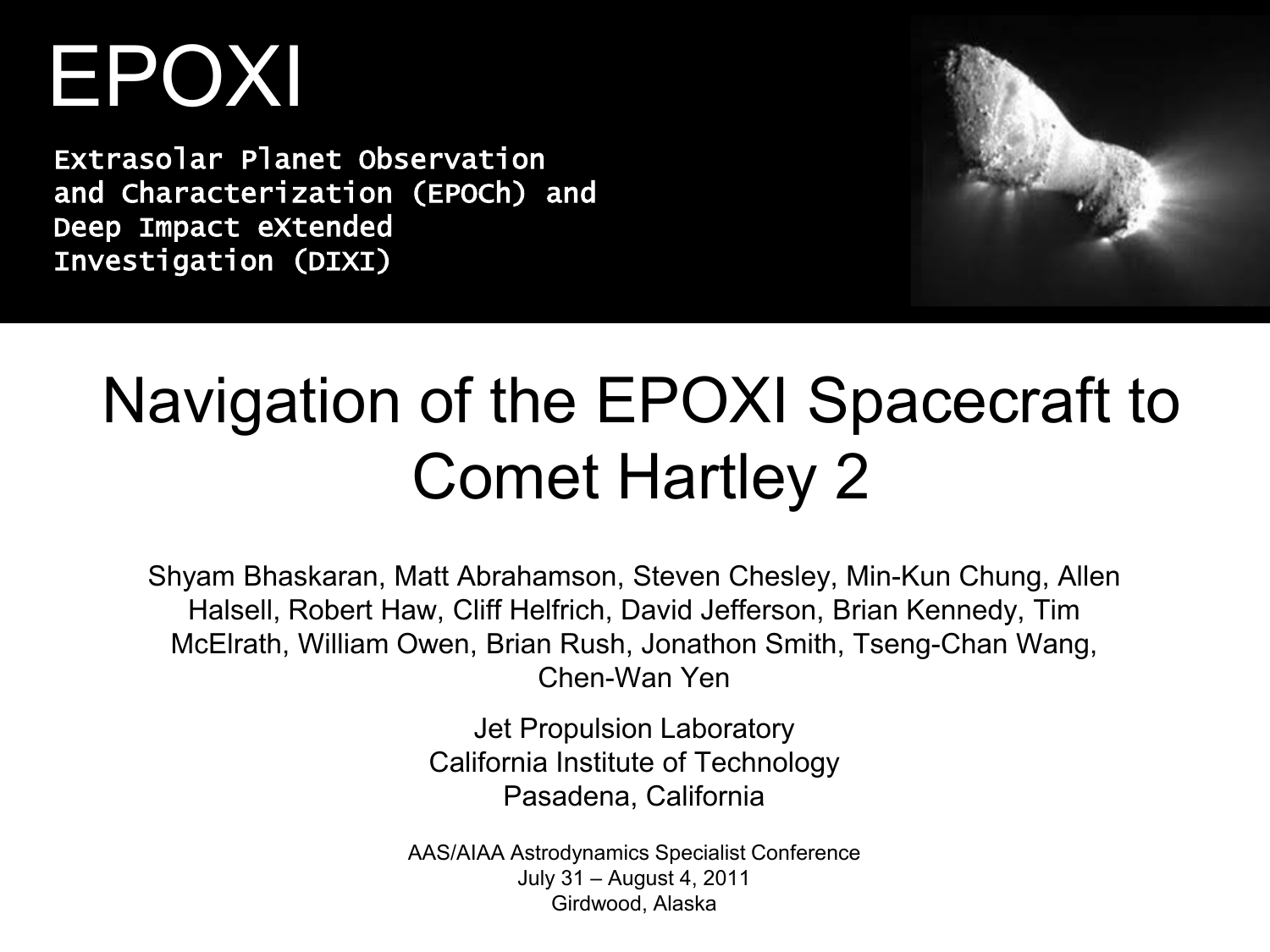# EPOXI

**Extrasolar Planet Observation and Characterization (EPOCh) and Deep Impact eXtended Investigation (DIXI)**

# Navigation of the EPOXI Spacecraft to Comet Hartley 2

Shyam Bhaskaran, Matt Abrahamson, Steven Chesley, Min-Kun Chung, Allen Halsell, Robert Haw, Cliff Helfrich, David Jefferson, Brian Kennedy, Tim McElrath, William Owen, Brian Rush, Jonathon Smith, Tseng-Chan Wang, Chen-Wan Yen

Jet Propulsion Laboratory
California Institute of Technology
Pasadena, California

AAS/AIAA Astrodynamics Specialist Conference
July 31 – August 4, 2011
Girdwood, Alaska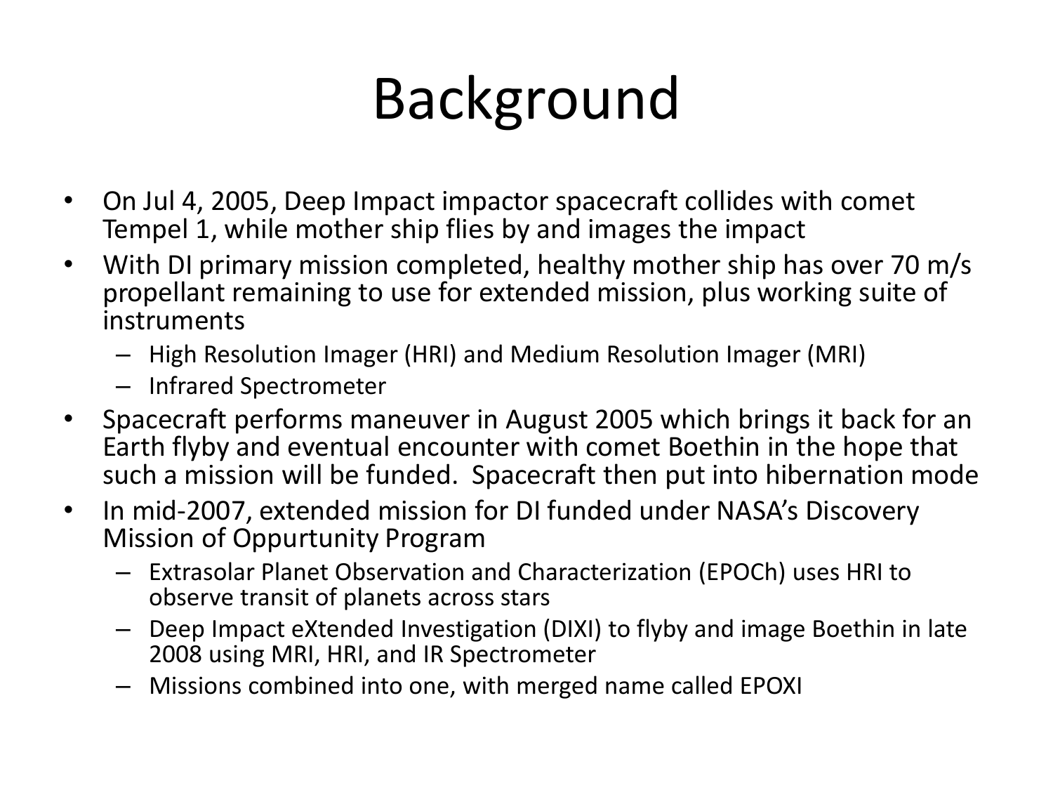# Background

- On Jul 4, 2005, Deep Impact impactor spacecraft collides with comet Tempel 1, while mother ship flies by and images the impact
- With DI primary mission completed, healthy mother ship has over 70 m/s propellant remaining to use for extended mission, plus working suite of instruments
  - High Resolution Imager (HRI) and Medium Resolution Imager (MRI)
  - Infrared Spectrometer
- Spacecraft performs maneuver in August 2005 which brings it back for an Earth flyby and eventual encounter with comet Boethin in the hope that such a mission will be funded. Spacecraft then put into hibernation mode
- In mid-2007, extended mission for DI funded under NASA's Discovery Mission of Oppurtunity Program
  - Extrasolar Planet Observation and Characterization (EPOCh) uses HRI to observe transit of planets across stars
  - Deep Impact eXtended Investigation (DIXI) to flyby and image Boethin in late 2008 using MRI, HRI, and IR Spectrometer
  - Missions combined into one, with merged name called EPOXI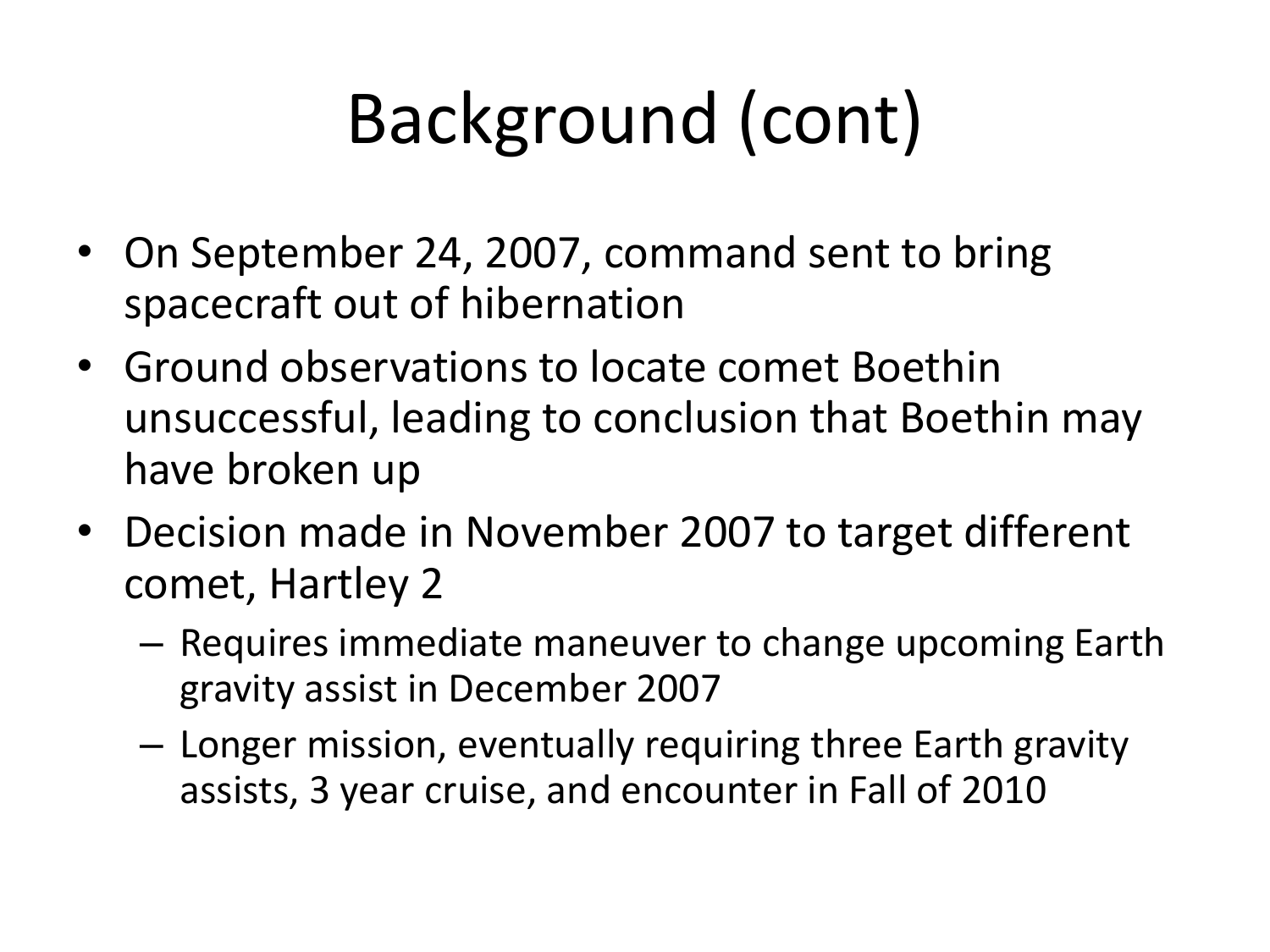# Background (cont)

- On September 24, 2007, command sent to bring spacecraft out of hibernation
- Ground observations to locate comet Boethin unsuccessful, leading to conclusion that Boethin may have broken up
- Decision made in November 2007 to target different comet, Hartley 2
  - Requires immediate maneuver to change upcoming Earth gravity assist in December 2007
  - Longer mission, eventually requiring three Earth gravity assists, 3 year cruise, and encounter in Fall of 2010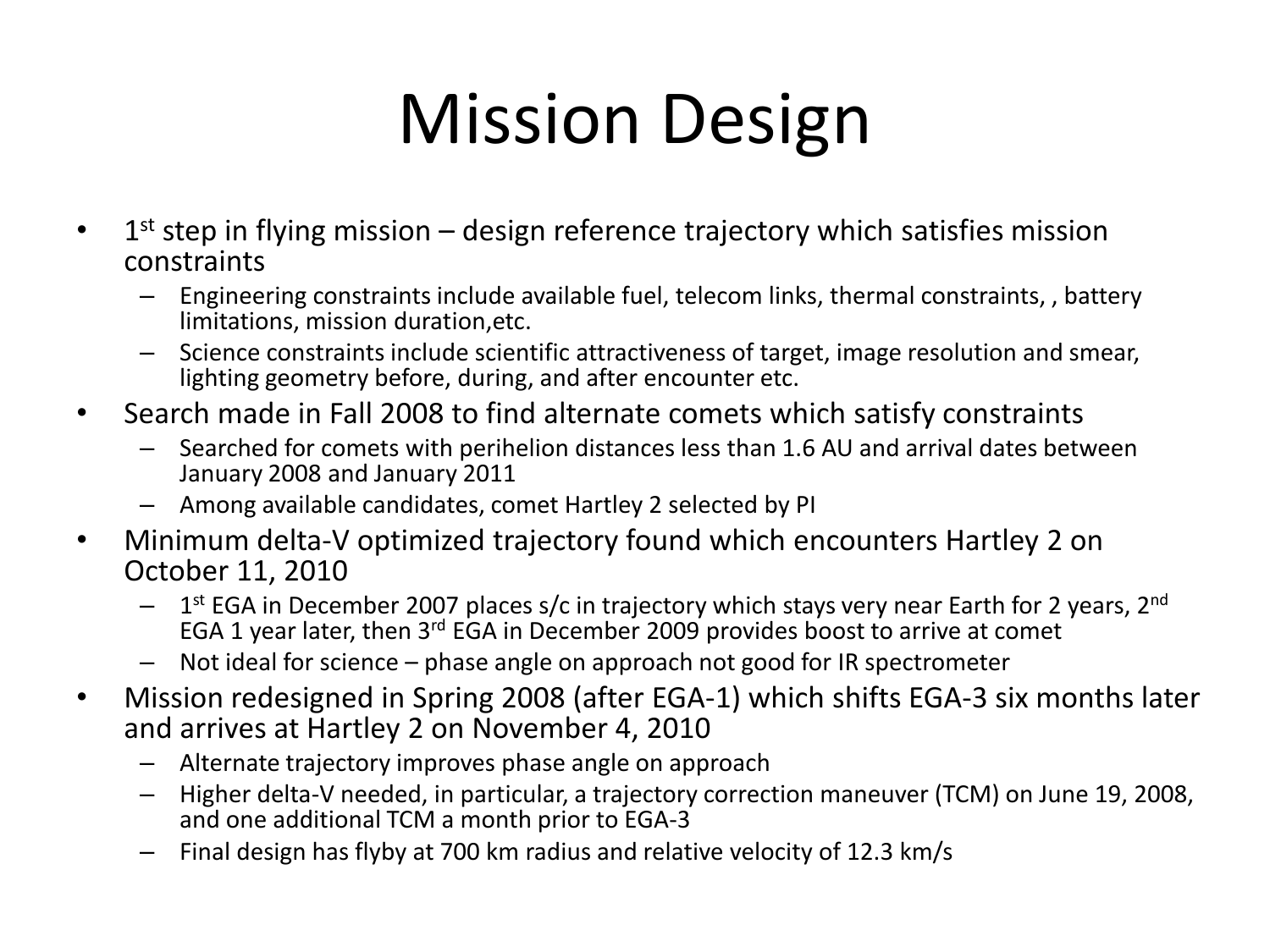# Mission Design

- 1st step in flying mission – design reference trajectory which satisfies mission constraints
  - Engineering constraints include available fuel, telecom links, thermal constraints, , battery limitations, mission duration,etc.
  - Science constraints include scientific attractiveness of target, image resolution and smear, lighting geometry before, during, and after encounter etc.
- Search made in Fall 2008 to find alternate comets which satisfy constraints
  - Searched for comets with perihelion distances less than 1.6 AU and arrival dates between January 2008 and January 2011
  - Among available candidates, comet Hartley 2 selected by PI
- Minimum delta-V optimized trajectory found which encounters Hartley 2 on October 11, 2010
  - 1st EGA in December 2007 places s/c in trajectory which stays very near Earth for 2 years, 2nd EGA 1 year later, then 3rd EGA in December 2009 provides boost to arrive at comet
  - Not ideal for science – phase angle on approach not good for IR spectrometer
- Mission redesigned in Spring 2008 (after EGA-1) which shifts EGA-3 six months later and arrives at Hartley 2 on November 4, 2010
  - Alternate trajectory improves phase angle on approach
  - Higher delta-V needed, in particular, a trajectory correction maneuver (TCM) on June 19, 2008, and one additional TCM a month prior to EGA-3
  - Final design has flyby at 700 km radius and relative velocity of 12.3 km/s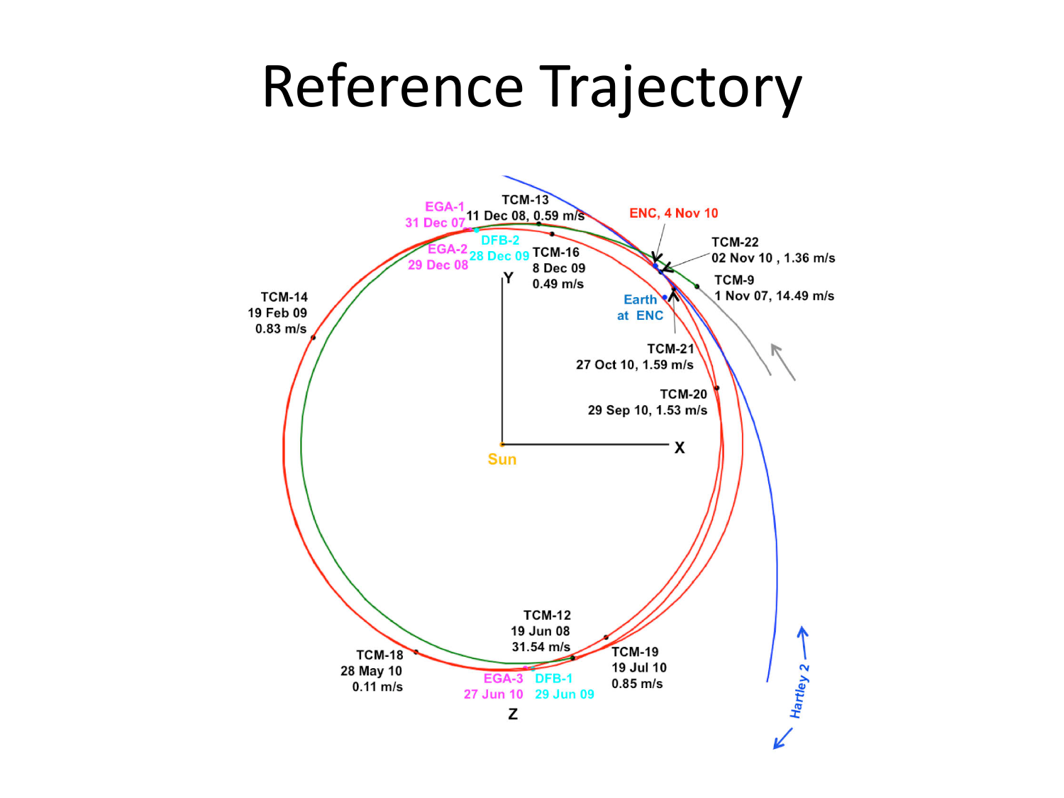# Reference Trajectory

EGA-1
31 Dec 07

TCM-13
11 Dec 08, 0.59 m/s

ENC, 4 Nov 10

DFB-2
28 Dec 09

EGA-2
29 Dec 08

TCM-16
8 Dec 09
0.49 m/s

TCM-22
02 Nov 10 , 1.36 m/s

TCM-9
1 Nov 07, 14.49 m/s

Y

Earth
at ENC

TCM-14
19 Feb 09
0.83 m/s

TCM-21
27 Oct 10, 1.59 m/s

TCM-20
29 Sep 10, 1.53 m/s

Sun

X

TCM-12
19 Jun 08
31.54 m/s

TCM-19
19 Jul 10
0.85 m/s

TCM-18
28 May 10
0.11 m/s

EGA-3
27 Jun 10

DFB-1
29 Jun 09

Z

Hartley 2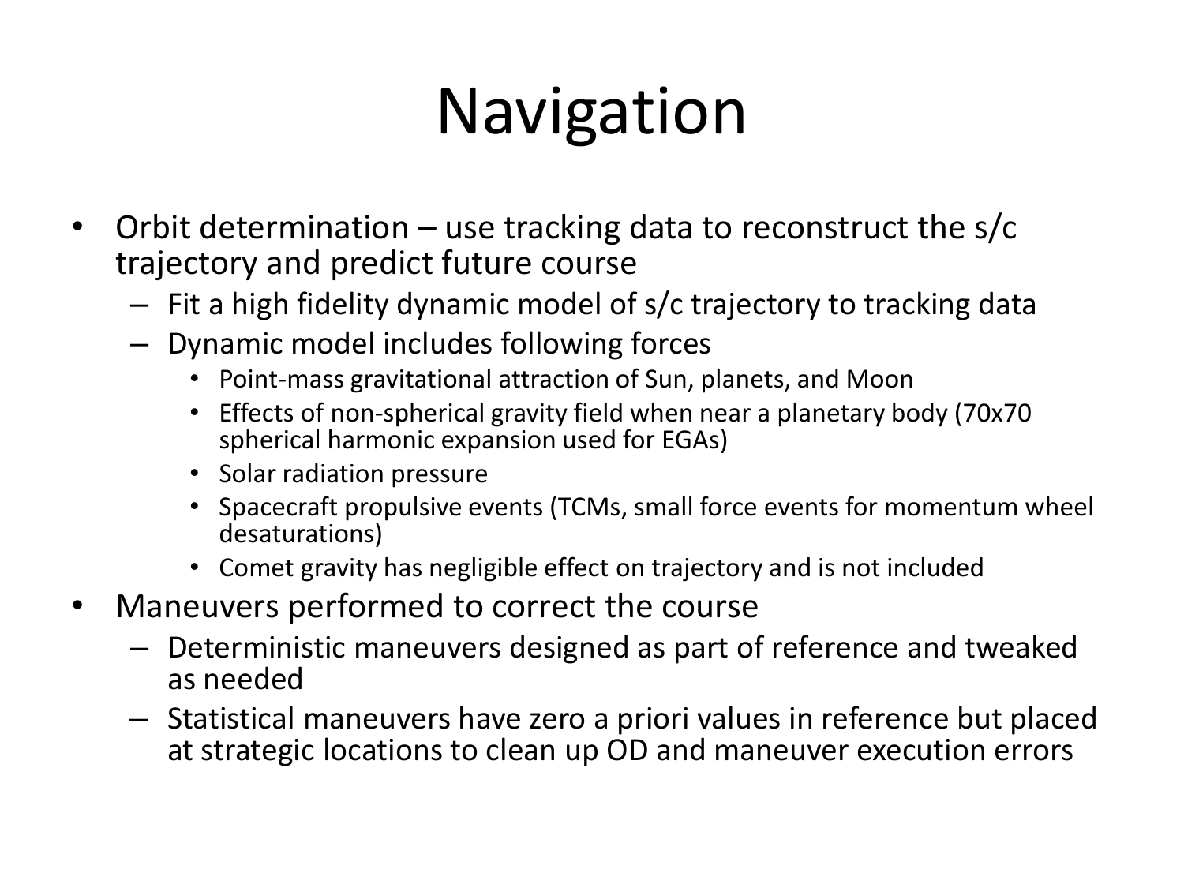# Navigation

- Orbit determination – use tracking data to reconstruct the s/c trajectory and predict future course
  - Fit a high fidelity dynamic model of s/c trajectory to tracking data
  - Dynamic model includes following forces
    - Point-mass gravitational attraction of Sun, planets, and Moon
    - Effects of non-spherical gravity field when near a planetary body (70x70 spherical harmonic expansion used for EGAs)
    - Solar radiation pressure
    - Spacecraft propulsive events (TCMs, small force events for momentum wheel desaturations)
    - Comet gravity has negligible effect on trajectory and is not included
- Maneuvers performed to correct the course
  - Deterministic maneuvers designed as part of reference and tweaked as needed
  - Statistical maneuvers have zero a priori values in reference but placed at strategic locations to clean up OD and maneuver execution errors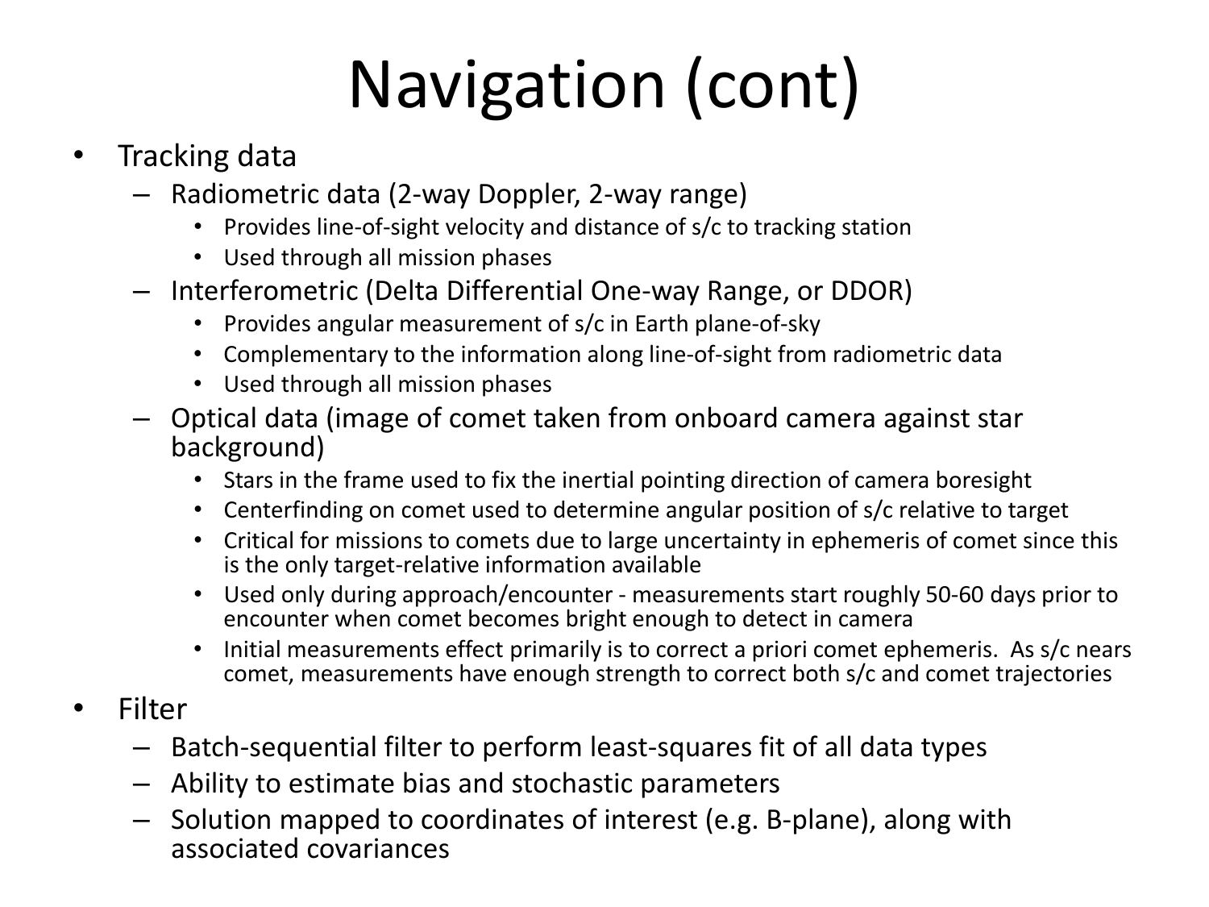# Navigation (cont)

- Tracking data
  - Radiometric data (2-way Doppler, 2-way range)
    - Provides line-of-sight velocity and distance of s/c to tracking station
    - Used through all mission phases
  - Interferometric (Delta Differential One-way Range, or DDOR)
    - Provides angular measurement of s/c in Earth plane-of-sky
    - Complementary to the information along line-of-sight from radiometric data
    - Used through all mission phases
  - Optical data (image of comet taken from onboard camera against star background)
    - Stars in the frame used to fix the inertial pointing direction of camera boresight
    - Centerfinding on comet used to determine angular position of s/c relative to target
    - Critical for missions to comets due to large uncertainty in ephemeris of comet since this is the only target-relative information available
    - Used only during approach/encounter - measurements start roughly 50-60 days prior to encounter when comet becomes bright enough to detect in camera
    - Initial measurements effect primarily is to correct a priori comet ephemeris. As s/c nears comet, measurements have enough strength to correct both s/c and comet trajectories
- Filter
  - Batch-sequential filter to perform least-squares fit of all data types
  - Ability to estimate bias and stochastic parameters
  - Solution mapped to coordinates of interest (e.g. B-plane), along with associated covariances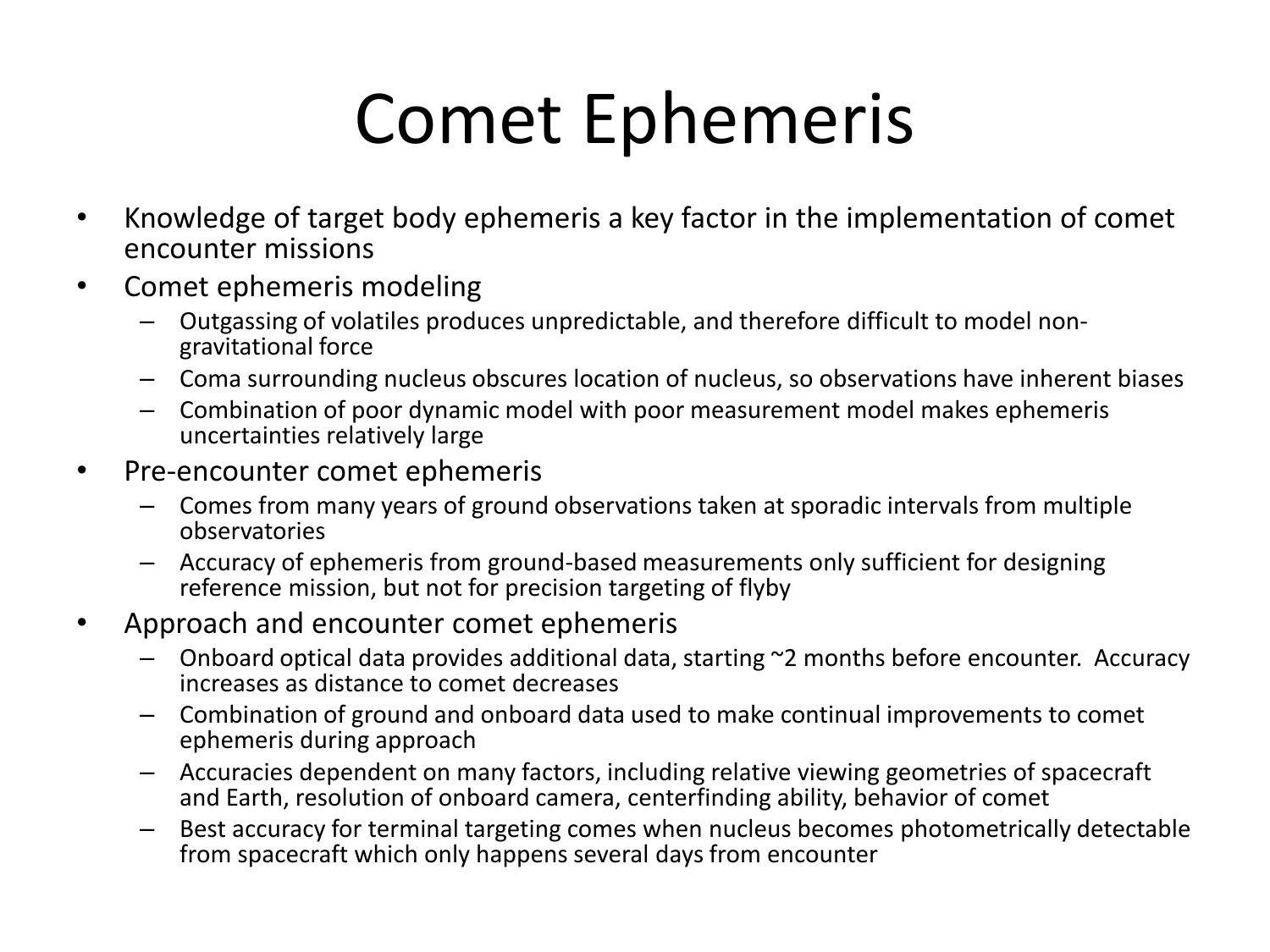# Comet Ephemeris

- Knowledge of target body ephemeris a key factor in the implementation of comet encounter missions
- Comet ephemeris modeling
  - Outgassing of volatiles produces unpredictable, and therefore difficult to model non-gravitational force
  - Coma surrounding nucleus obscures location of nucleus, so observations have inherent biases
  - Combination of poor dynamic model with poor measurement model makes ephemeris uncertainties relatively large
- Pre-encounter comet ephemeris
  - Comes from many years of ground observations taken at sporadic intervals from multiple observatories
  - Accuracy of ephemeris from ground-based measurements only sufficient for designing reference mission, but not for precision targeting of flyby
- Approach and encounter comet ephemeris
  - Onboard optical data provides additional data, starting ~2 months before encounter. Accuracy increases as distance to comet decreases
  - Combination of ground and onboard data used to make continual improvements to comet ephemeris during approach
  - Accuracies dependent on many factors, including relative viewing geometries of spacecraft and Earth, resolution of onboard camera, centerfinding ability, behavior of comet
  - Best accuracy for terminal targeting comes when nucleus becomes photometrically detectable from spacecraft which only happens several days from encounter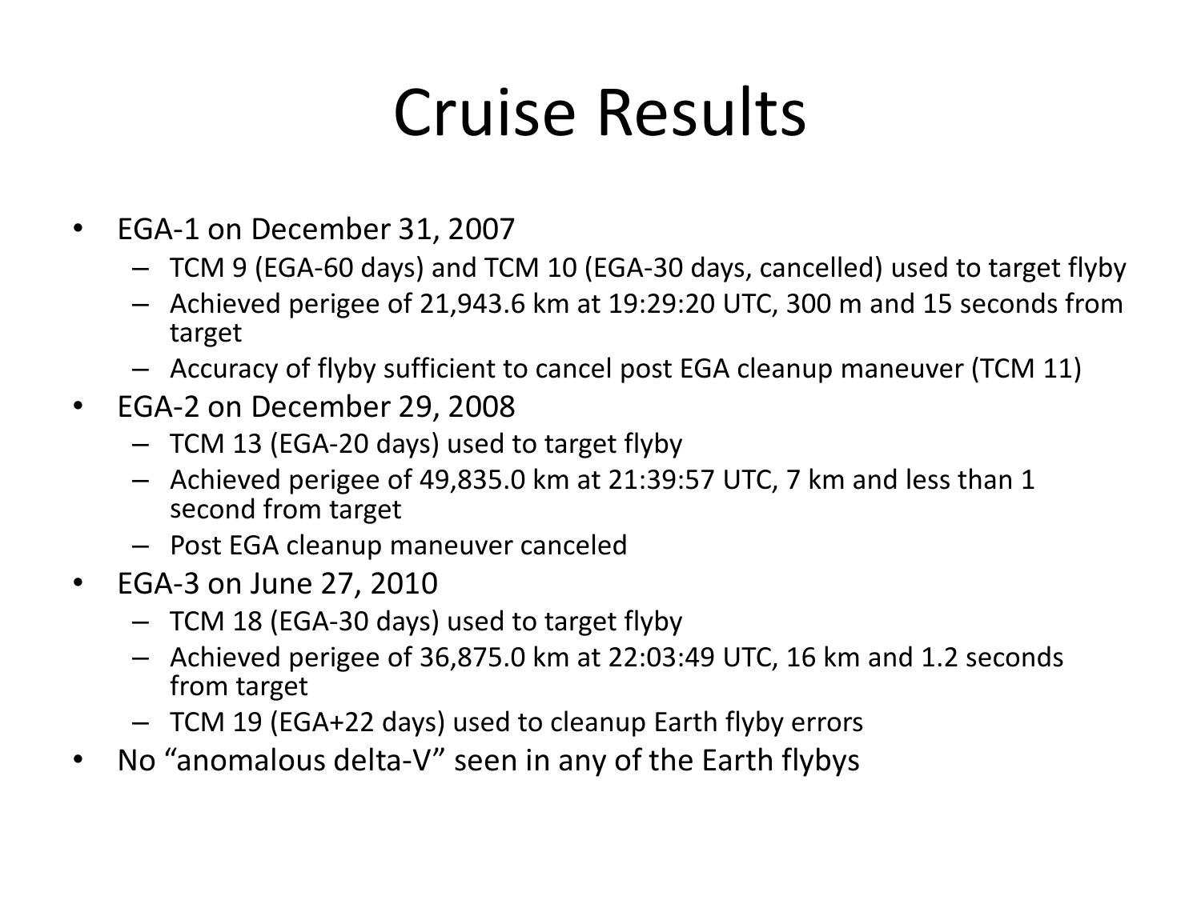# Cruise Results

- EGA-1 on December 31, 2007
  - TCM 9 (EGA-60 days) and TCM 10 (EGA-30 days, cancelled) used to target flyby
  - Achieved perigee of 21,943.6 km at 19:29:20 UTC, 300 m and 15 seconds from target
  - Accuracy of flyby sufficient to cancel post EGA cleanup maneuver (TCM 11)
- EGA-2 on December 29, 2008
  - TCM 13 (EGA-20 days) used to target flyby
  - Achieved perigee of 49,835.0 km at 21:39:57 UTC, 7 km and less than 1 second from target
  - Post EGA cleanup maneuver canceled
- EGA-3 on June 27, 2010
  - TCM 18 (EGA-30 days) used to target flyby
  - Achieved perigee of 36,875.0 km at 22:03:49 UTC, 16 km and 1.2 seconds from target
  - TCM 19 (EGA+22 days) used to cleanup Earth flyby errors
- No "anomalous delta-V" seen in any of the Earth flybys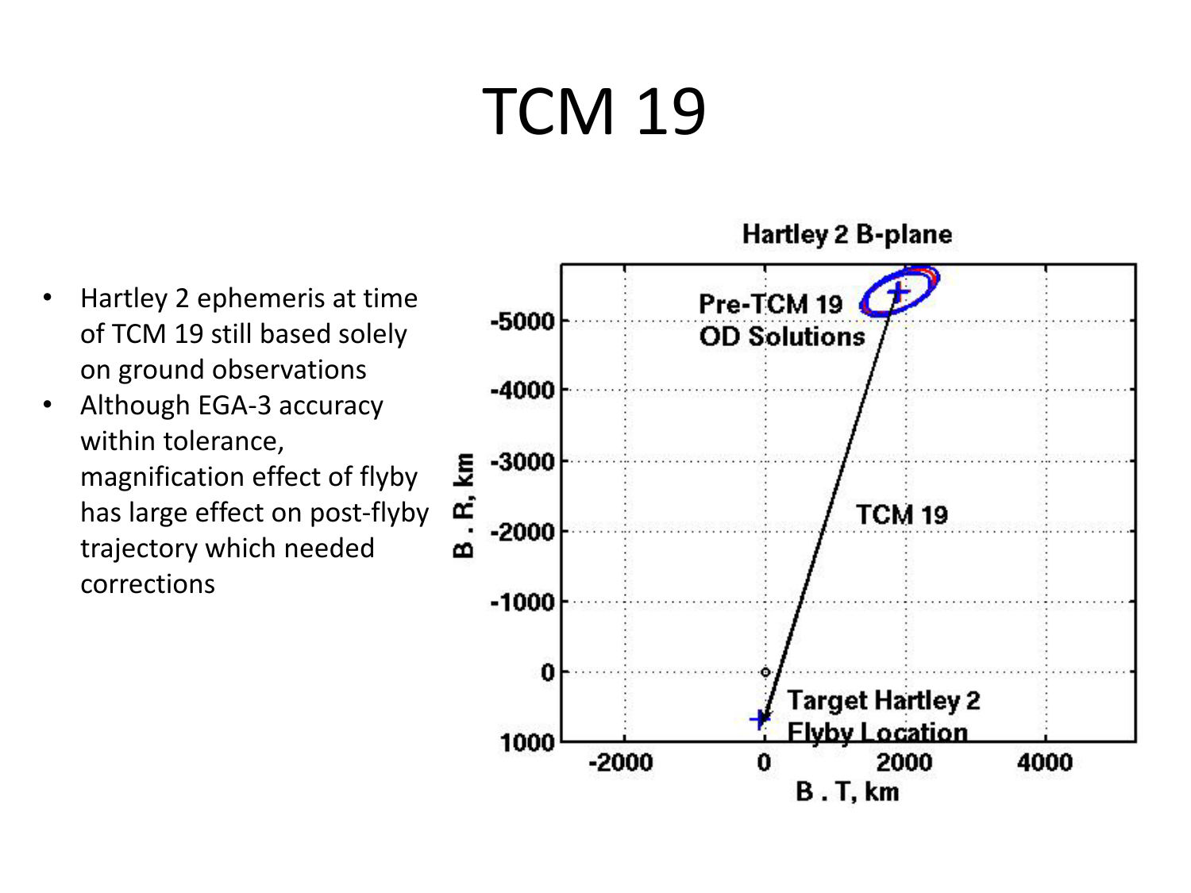# TCM 19

- Hartley 2 ephemeris at time of TCM 19 still based solely on ground observations
- Although EGA-3 accuracy within tolerance, magnification effect of flyby has large effect on post-flyby trajectory which needed corrections

Hartley 2 B-plane

Pre-TCM 19
OD Solutions

TCM 19

Target Hartley 2
Flyby Location

B . R, km

-5000
-4000
-3000
-2000
-1000
0
1000

-2000
0
2000
4000

B . T, km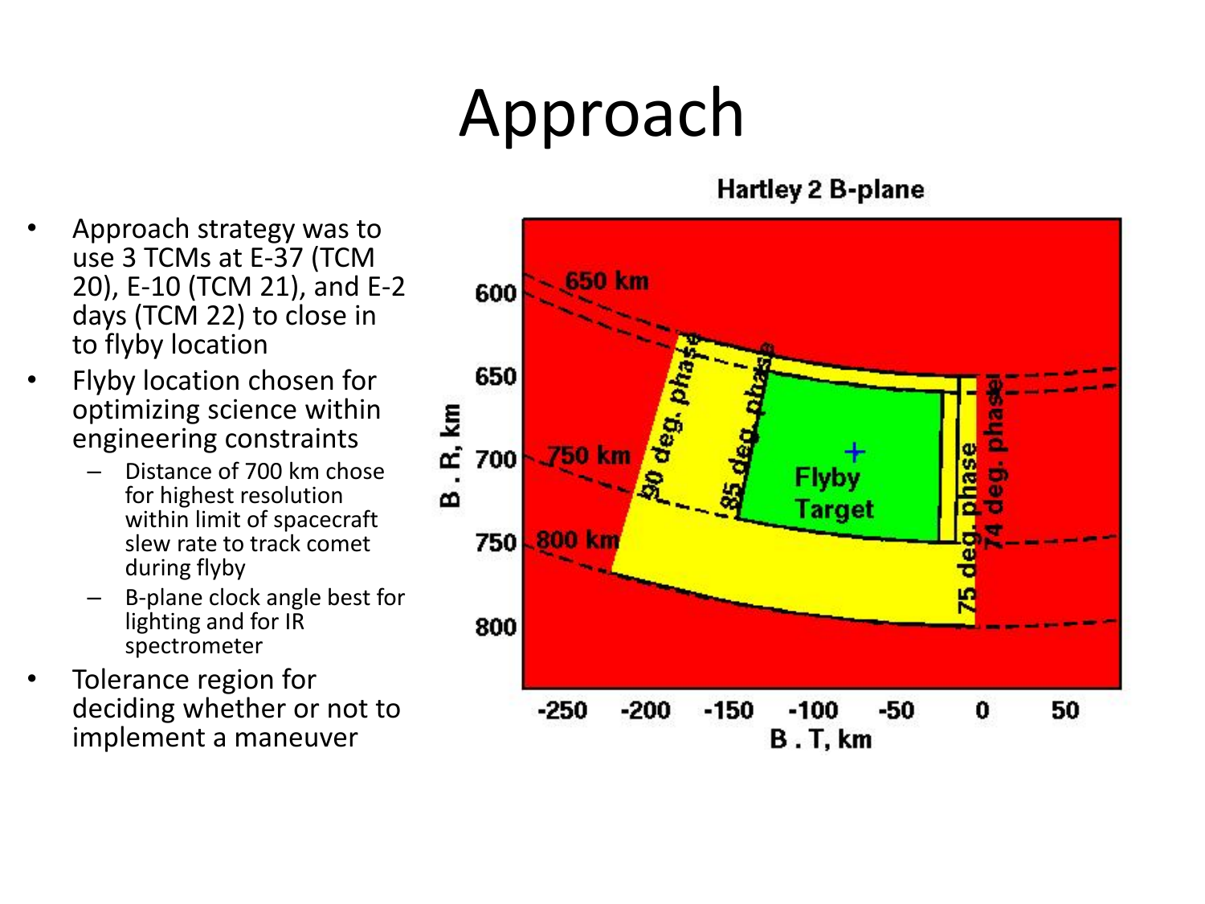# Approach

- Approach strategy was to use 3 TCMs at E-37 (TCM 20), E-10 (TCM 21), and E-2 days (TCM 22) to close in to flyby location
- Flyby location chosen for optimizing science within engineering constraints
  - Distance of 700 km chose for highest resolution within limit of spacecraft slew rate to track comet during flyby
  - B-plane clock angle best for lighting and for IR spectrometer
- Tolerance region for deciding whether or not to implement a maneuver

Hartley 2 B-plane

650 km
750 km
800 km
90 deg. phase
85 deg. phase
75 deg. phase
74 deg. phase
Flyby Target

B . R, km
600
650
700
750
800

B . T, km
-250
-200
-150
-100
-50
0
50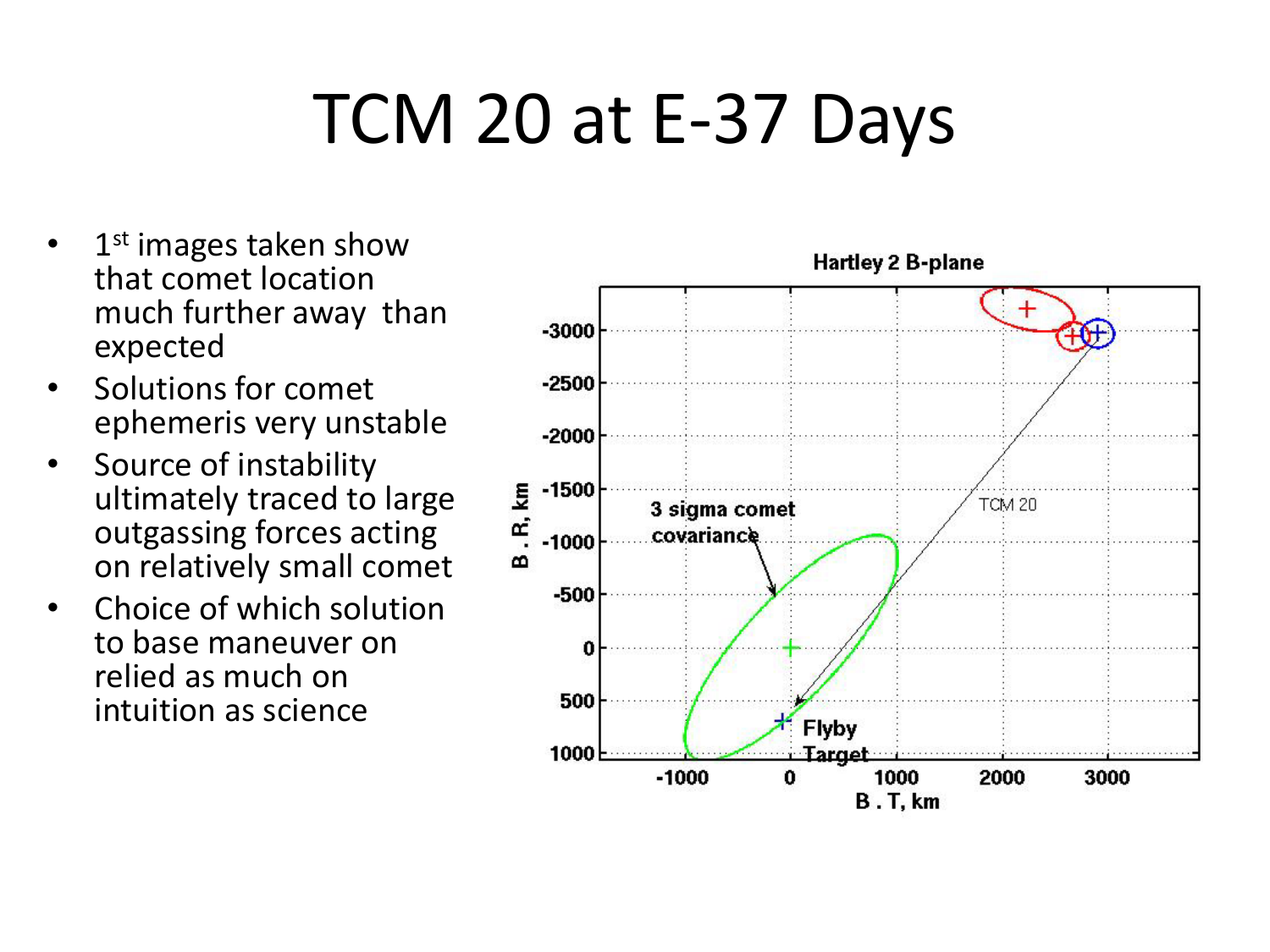# TCM 20 at E-37 Days

- 1st images taken show that comet location much further away than expected
- Solutions for comet ephemeris very unstable
- Source of instability ultimately traced to large outgassing forces acting on relatively small comet
- Choice of which solution to base maneuver on relied as much on intuition as science

Hartley 2 B-plane

3 sigma comet covariance

TCM 20

Flyby Target

B . R, km

-3000
-2500
-2000
-1500
-1000
-500
0
500
1000

B . T, km

-1000
0
1000
2000
3000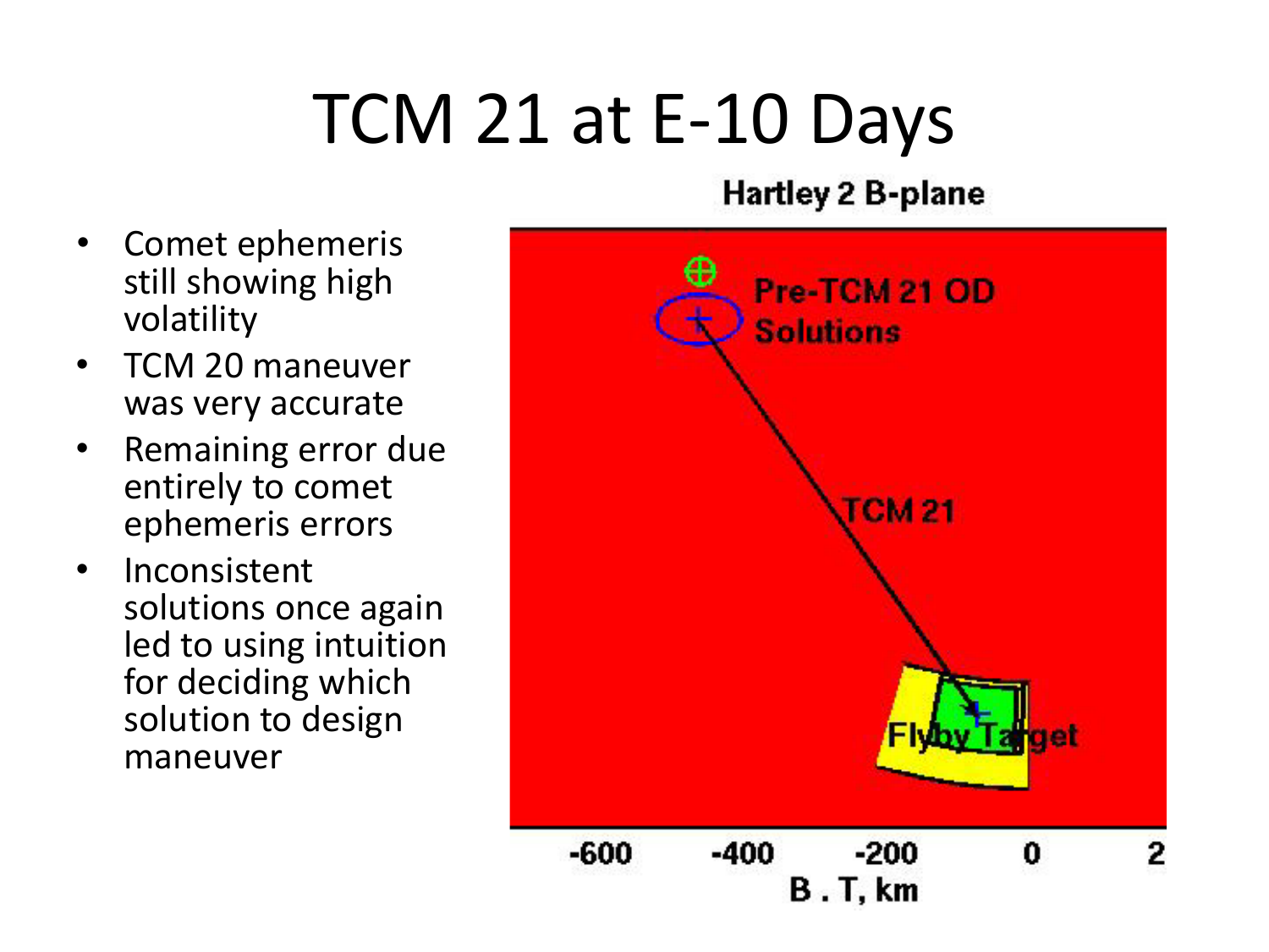# TCM 21 at E-10 Days

- Comet ephemeris still showing high volatility
- TCM 20 maneuver was very accurate
- Remaining error due entirely to comet ephemeris errors
- Inconsistent solutions once again led to using intuition for deciding which solution to design maneuver

Hartley 2 B-plane

Pre-TCM 21 OD Solutions

TCM 21

Flyby Target

-600
-400
-200
0
2

B . T, km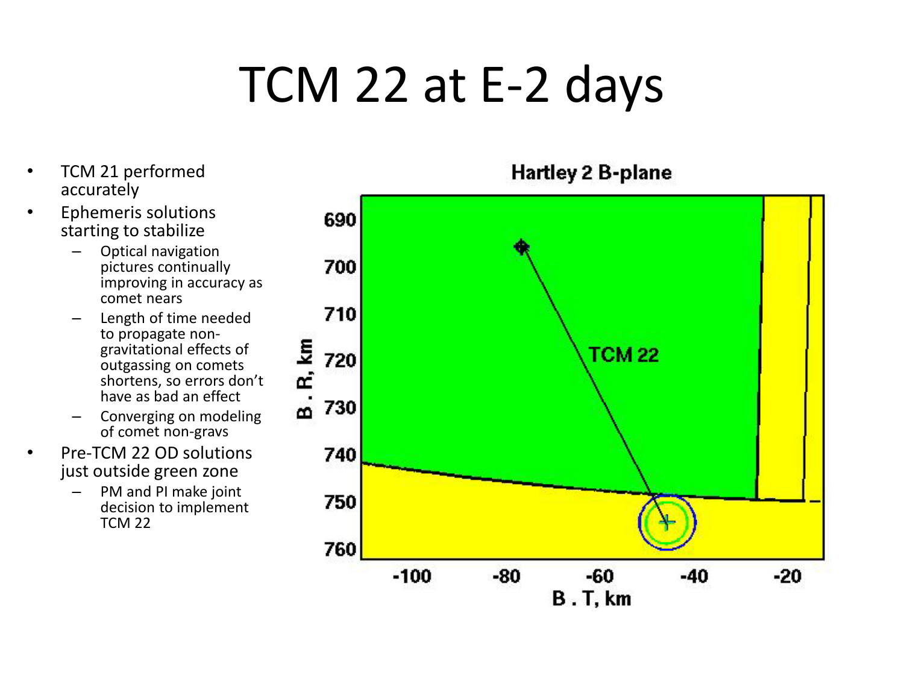# TCM 22 at E-2 days

- TCM 21 performed accurately
- Ephemeris solutions starting to stabilize
  - Optical navigation pictures continually improving in accuracy as comet nears
  - Length of time needed to propagate non-gravitational effects of outgassing on comets shortens, so errors don't have as bad an effect
  - Converging on modeling of comet non-gravs
- Pre-TCM 22 OD solutions just outside green zone
  - PM and PI make joint decision to implement TCM 22

Hartley 2 B-plane

TCM 22

B . R, km

690
700
710
720
730
740
750
760

B . T, km

-100
-80
-60
-40
-20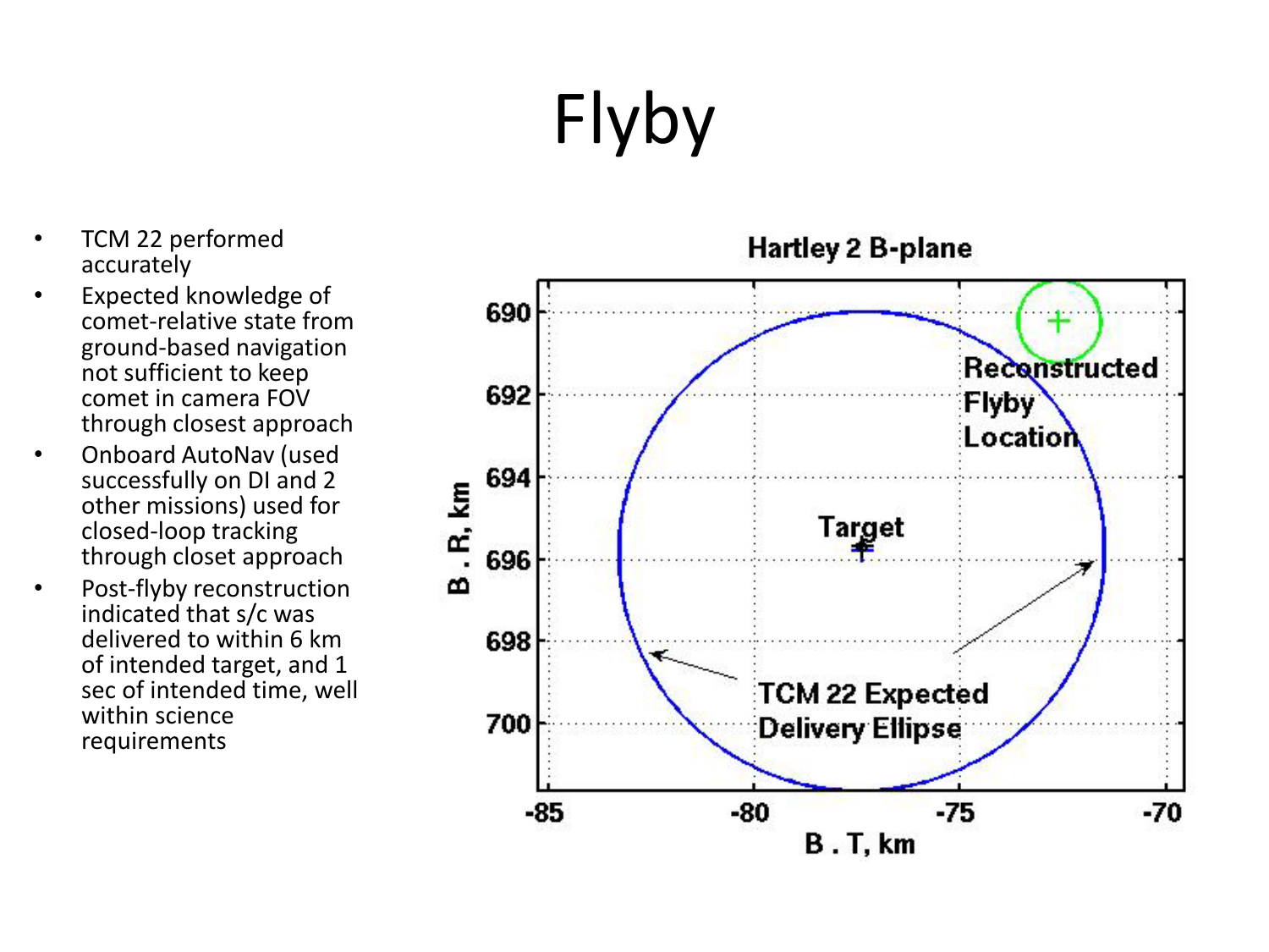# Flyby

- TCM 22 performed accurately
- Expected knowledge of comet-relative state from ground-based navigation not sufficient to keep comet in camera FOV through closest approach
- Onboard AutoNav (used successfully on DI and 2 other missions) used for closed-loop tracking through closet approach
- Post-flyby reconstruction indicated that s/c was delivered to within 6 km of intended target, and 1 sec of intended time, well within science requirements

Hartley 2 B-plane

Reconstructed Flyby Location

Target

TCM 22 Expected Delivery Ellipse

B . R, km

690
692
694
696
698
700

B . T, km

-85
-80
-75
-70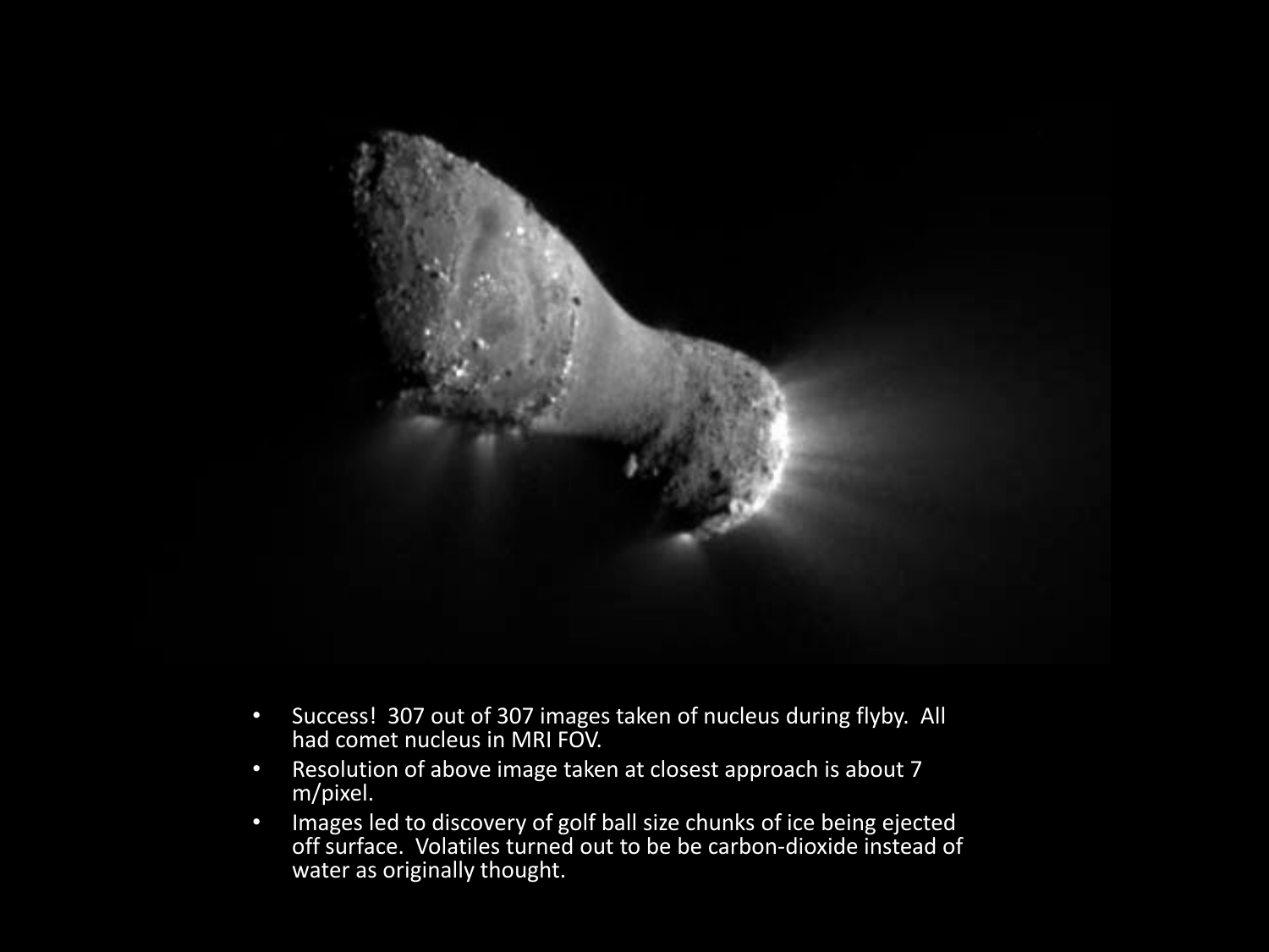- Success! 307 out of 307 images taken of nucleus during flyby. All had comet nucleus in MRI FOV.
- Resolution of above image taken at closest approach is about 7 m/pixel.
- Images led to discovery of golf ball size chunks of ice being ejected off surface. Volatiles turned out to be be carbon-dioxide instead of water as originally thought.